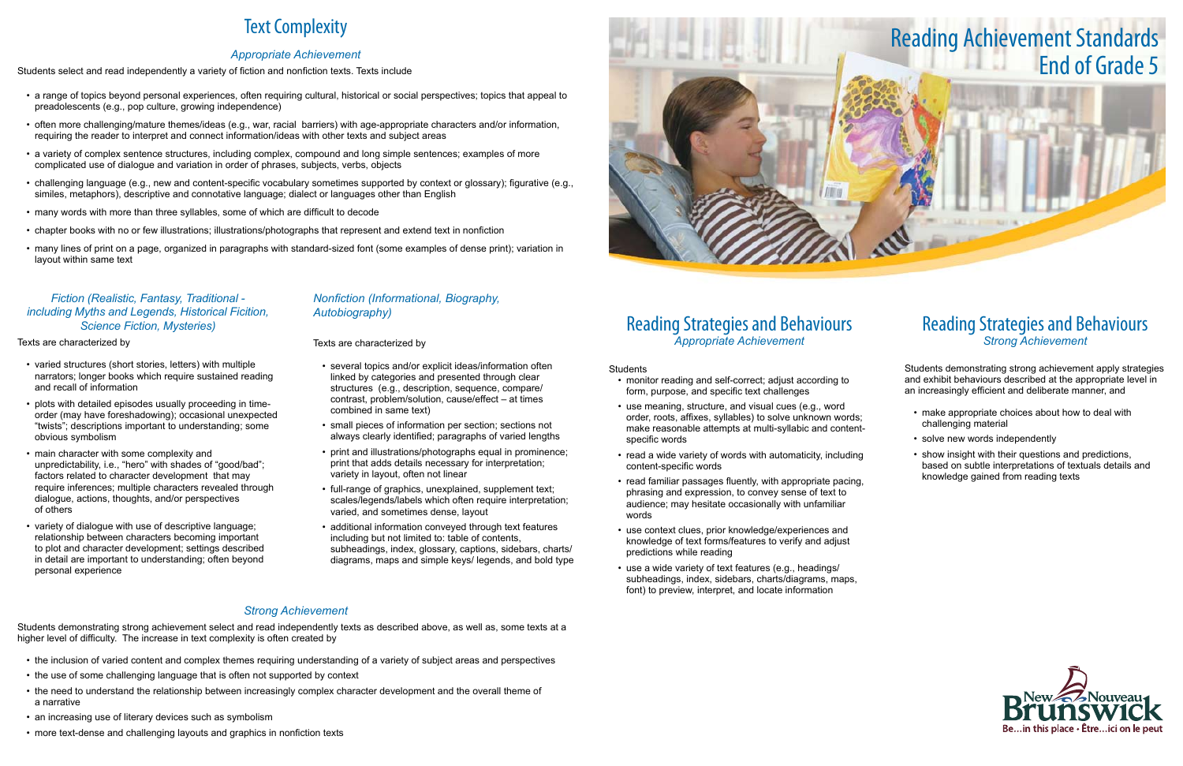# Reading Achievement Standards End of Grade 5

## Text Complexity

*Appropriate Achievement*

Students select and read independently a variety of fiction and nonfiction texts. Texts include

- a range of topics beyond personal experiences, often requiring cultural, historical or social perspectives; topics that appeal to preadolescents (e.g., pop culture, growing independence)
- often more challenging/mature themes/ideas (e.g., war, racial barriers) with age-appropriate characters and/or information, requiring the reader to interpret and connect information/ideas with other texts and subject areas
- a variety of complex sentence structures, including complex, compound and long simple sentences; examples of more complicated use of dialogue and variation in order of phrases, subjects, verbs, objects
- challenging language (e.g., new and content-specific vocabulary sometimes supported by context or glossary); figurative (e.g., similes, metaphors), descriptive and connotative language; dialect or languages other than English
- many words with more than three syllables, some of which are difficult to decode
- chapter books with no or few illustrations; illustrations/photographs that represent and extend text in nonfiction
- many lines of print on a page, organized in paragraphs with standard-sized font (some examples of dense print); variation in layout within same text

*Fiction (Realistic, Fantasy, Traditional - including Myths and Legends, Historical Ficition, Science Fiction, Mysteries)*

Texts are characterized by

- varied structures (short stories, letters) with multiple narrators; longer books which require sustained reading and recall of information
- plots with detailed episodes usually proceeding in time-order (may have foreshadowing); occasional unexpected "twists"; descriptions important to understanding; some obvious symbolism
- main character with some complexity and unpredictability, i.e., "hero" with shades of "good/bad"; factors related to character development that may require inferences; multiple characters revealed through dialogue, actions, thoughts, and/or perspectives of others
- variety of dialogue with use of descriptive language; relationship between characters becoming important to plot and character development; settings described in detail are important to understanding; often beyond personal experience

*Nonfiction (Informational, Biography, Autobiography)*

Texts are characterized by

- several topics and/or explicit ideas/information often linked by categories and presented through clear structures (e.g., description, sequence, compare/contrast, problem/solution, cause/effect – at times combined in same text)
- small pieces of information per section; sections not always clearly identified; paragraphs of varied lengths
- print and illustrations/photographs equal in prominence; print that adds details necessary for interpretation; variety in layout, often not linear
- full-range of graphics, unexplained, supplement text; scales/legends/labels which often require interpretation; varied, and sometimes dense, layout
- additional information conveyed through text features including but not limited to: table of contents, subheadings, index, glossary, captions, sidebars, charts/diagrams, maps and simple keys/ legends, and bold type

*Strong Achievement*

Students demonstrating strong achievement select and read independently texts as described above, as well as, some texts at a higher level of difficulty. The increase in text complexity is often created by

- the inclusion of varied content and complex themes requiring understanding of a variety of subject areas and perspectives
- the use of some challenging language that is often not supported by context
- the need to understand the relationship between increasingly complex character development and the overall theme of a narrative
- an increasing use of literary devices such as symbolism
- more text-dense and challenging layouts and graphics in nonfiction texts

## Reading Strategies and Behaviours

*Appropriate Achievement*

Students

- monitor reading and self-correct; adjust according to form, purpose, and specific text challenges
- use meaning, structure, and visual cues (e.g., word order, roots, affixes, syllables) to solve unknown words; make reasonable attempts at multi-syllabic and content-specific words
- read a wide variety of words with automaticity, including content-specific words
- read familiar passages fluently, with appropriate pacing, phrasing and expression, to convey sense of text to audience; may hesitate occasionally with unfamiliar words
- use context clues, prior knowledge/experiences and knowledge of text forms/features to verify and adjust predictions while reading
- use a wide variety of text features (e.g., headings/ subheadings, index, sidebars, charts/diagrams, maps, font) to preview, interpret, and locate information

## Reading Strategies and Behaviours

*Strong Achievement*

Students demonstrating strong achievement apply strategies and exhibit behaviours described at the appropriate level in an increasingly efficient and deliberate manner, and

- make appropriate choices about how to deal with challenging material
- solve new words independently
- show insight with their questions and predictions, based on subtle interpretations of textuals details and knowledge gained from reading texts

New Nouveau Brunswick
Be...in this place • Être...ici on le peut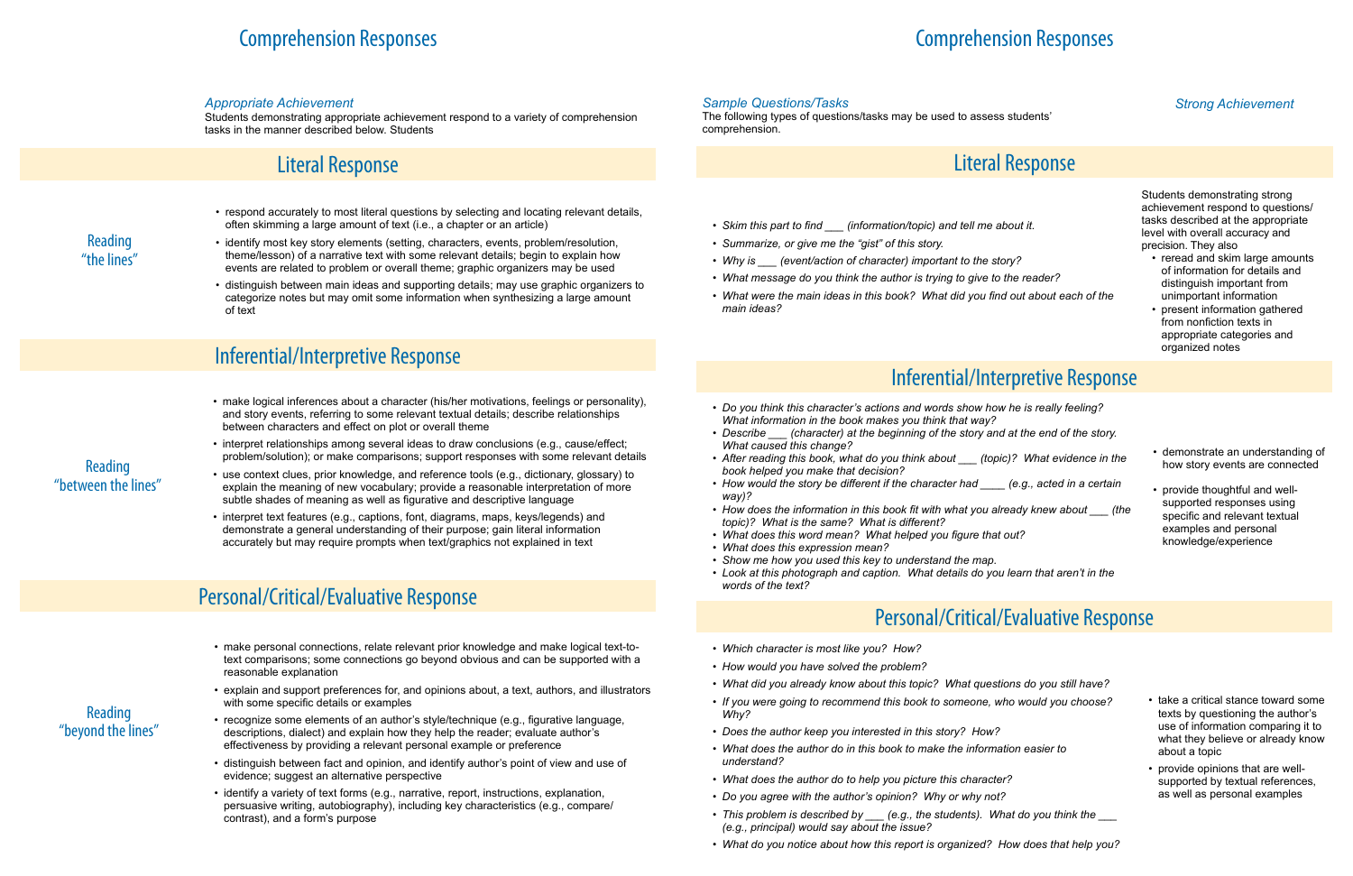# Comprehension Responses

*Appropriate Achievement*

Students demonstrating appropriate achievement respond to a variety of comprehension tasks in the manner described below. Students

## Literal Response

Reading "the lines"

- respond accurately to most literal questions by selecting and locating relevant details, often skimming a large amount of text (i.e., a chapter or an article)
- identify most key story elements (setting, characters, events, problem/resolution, theme/lesson) of a narrative text with some relevant details; begin to explain how events are related to problem or overall theme; graphic organizers may be used
- distinguish between main ideas and supporting details; may use graphic organizers to categorize notes but may omit some information when synthesizing a large amount of text

## Inferential/Interpretive Response

Reading "between the lines"

- make logical inferences about a character (his/her motivations, feelings or personality), and story events, referring to some relevant textual details; describe relationships between characters and effect on plot or overall theme
- interpret relationships among several ideas to draw conclusions (e.g., cause/effect; problem/solution); or make comparisons; support responses with some relevant details
- use context clues, prior knowledge, and reference tools (e.g., dictionary, glossary) to explain the meaning of new vocabulary; provide a reasonable interpretation of more subtle shades of meaning as well as figurative and descriptive language
- interpret text features (e.g., captions, font, diagrams, maps, keys/legends) and demonstrate a general understanding of their purpose; gain literal information accurately but may require prompts when text/graphics not explained in text

## Personal/Critical/Evaluative Response

Reading "beyond the lines"

- make personal connections, relate relevant prior knowledge and make logical text-to-text comparisons; some connections go beyond obvious and can be supported with a reasonable explanation
- explain and support preferences for, and opinions about, a text, authors, and illustrators with some specific details or examples
- recognize some elements of an author's style/technique (e.g., figurative language, descriptions, dialect) and explain how they help the reader; evaluate author's effectiveness by providing a relevant personal example or preference
- distinguish between fact and opinion, and identify author's point of view and use of evidence; suggest an alternative perspective
- identify a variety of text forms (e.g., narrative, report, instructions, explanation, persuasive writing, autobiography), including key characteristics (e.g., compare/contrast), and a form's purpose

# Comprehension Responses

*Sample Questions/Tasks*

The following types of questions/tasks may be used to assess students' comprehension.

## Literal Response

- *Skim this part to find ___ (information/topic) and tell me about it.*
- *Summarize, or give me the "gist" of this story.*
- *Why is ___ (event/action of character) important to the story?*
- *What message do you think the author is trying to give to the reader?*
- *What were the main ideas in this book? What did you find out about each of the main ideas?*

## Inferential/Interpretive Response

- *Do you think this character's actions and words show how he is really feeling? What information in the book makes you think that way?*
- *Describe ___ (character) at the beginning of the story and at the end of the story. What caused this change?*
- *After reading this book, what do you think about ___ (topic)? What evidence in the book helped you make that decision?*
- *How would the story be different if the character had ____ (e.g., acted in a certain way)?*
- *How does the information in this book fit with what you already knew about ___ (the topic)? What is the same? What is different?*
- *What does this word mean? What helped you figure that out?*
- *What does this expression mean?*
- *Show me how you used this key to understand the map.*
- *Look at this photograph and caption. What details do you learn that aren't in the words of the text?*

## Personal/Critical/Evaluative Response

- *Which character is most like you? How?*
- *How would you have solved the problem?*
- *What did you already know about this topic? What questions do you still have?*
- *If you were going to recommend this book to someone, who would you choose? Why?*
- *Does the author keep you interested in this story? How?*
- *What does the author do in this book to make the information easier to understand?*
- *What does the author do to help you picture this character?*
- *Do you agree with the author's opinion? Why or why not?*
- *This problem is described by ___ (e.g., the students). What do you think the ___ (e.g., principal) would say about the issue?*
- *What do you notice about how this report is organized? How does that help you?*

*Strong Achievement*

Students demonstrating strong achievement respond to questions/tasks described at the appropriate level with overall accuracy and precision. They also

**Literal Response**

- reread and skim large amounts of information for details and distinguish important from unimportant information
- present information gathered from nonfiction texts in appropriate categories and organized notes

**Inferential/Interpretive Response**

- demonstrate an understanding of how story events are connected
- provide thoughtful and well-supported responses using specific and relevant textual examples and personal knowledge/experience

**Personal/Critical/Evaluative Response**

- take a critical stance toward some texts by questioning the author's use of information comparing it to what they believe or already know about a topic
- provide opinions that are well-supported by textual references, as well as personal examples